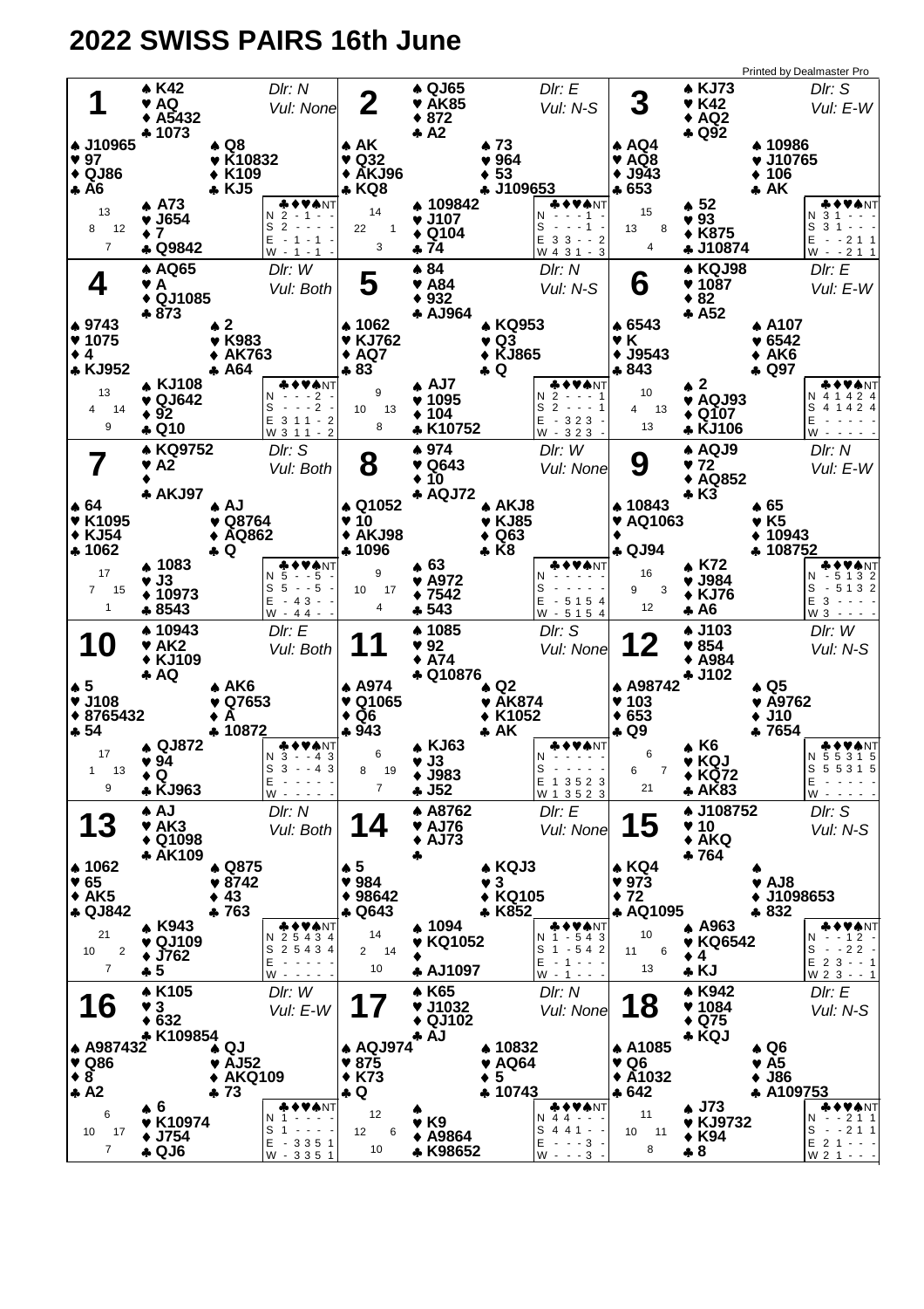# 2022 SWISS PAIRS 16th June

Printed by Dealmaster Pro

## Board 1

Dlr: N — Vul: None

- **North:** ♠ K42 ♥ AQ ♦ A5432 ♣ 1073
- **West:** ♠ J10965 ♥ 97 ♦ QJ86 ♣ A6
- **East:** ♠ Q8 ♥ K10832 ♦ K109 ♣ KJ5
- **South:** ♠ A73 ♥ J654 ♦ 7 ♣ Q9842

HCP: N 13, E 12, S 7, W 8

| | ♣ | ♦ | ♥ | ♠ | NT |
|---|---|---|---|---|---|
| N | 2 | - | 1 | - | - |
| S | 2 | - | - | - | - |
| E | - | 1 | - | 1 | - |
| W | - | 1 | - | 1 | - |

## Board 2

Dlr: E — Vul: N-S

- **North:** ♠ QJ65 ♥ AK85 ♦ 872 ♣ A2
- **West:** ♠ AK ♥ Q32 ♦ AKJ96 ♣ KQ8
- **East:** ♠ 73 ♥ 964 ♦ 53 ♣ J109653
- **South:** ♠ 109842 ♥ J107 ♦ Q104 ♣ 74

HCP: N 14, E 1, S 3, W 22

| | ♣ | ♦ | ♥ | ♠ | NT |
|---|---|---|---|---|---|
| N | - | - | - | 1 | - |
| S | - | - | - | 1 | - |
| E | 3 | 3 | - | - | 2 |
| W | 4 | 3 | 1 | - | 3 |

## Board 3

Dlr: S — Vul: E-W

- **North:** ♠ KJ73 ♥ K42 ♦ AQ2 ♣ Q92
- **West:** ♠ AQ4 ♥ AQ8 ♦ J943 ♣ 653
- **East:** ♠ 10986 ♥ J10765 ♦ 106 ♣ AK
- **South:** ♠ 52 ♥ 93 ♦ K875 ♣ J10874

HCP: N 15, E 8, S 4, W 13

| | ♣ | ♦ | ♥ | ♠ | NT |
|---|---|---|---|---|---|
| N | 3 | 1 | - | - | - |
| S | 3 | 1 | - | - | - |
| E | - | - | 2 | 1 | 1 |
| W | - | - | 2 | 1 | 1 |

## Board 4

Dlr: W — Vul: Both

- **North:** ♠ AQ65 ♥ A ♦ QJ1085 ♣ 873
- **West:** ♠ 9743 ♥ 1075 ♦ 4 ♣ KJ952
- **East:** ♠ 2 ♥ K983 ♦ AK763 ♣ A64
- **South:** ♠ KJ108 ♥ QJ642 ♦ 92 ♣ Q10

HCP: N 13, E 14, S 9, W 4

| | ♣ | ♦ | ♥ | ♠ | NT |
|---|---|---|---|---|---|
| N | - | - | - | 2 | - |
| S | - | - | - | 2 | - |
| E | 3 | 1 | 1 | - | 2 |
| W | 3 | 1 | 1 | - | 2 |

## Board 5

Dlr: N — Vul: N-S

- **North:** ♠ 84 ♥ A84 ♦ 932 ♣ AJ964
- **West:** ♠ 1062 ♥ KJ762 ♦ AQ7 ♣ 83
- **East:** ♠ KQ953 ♥ Q3 ♦ KJ865 ♣ Q
- **South:** ♠ AJ7 ♥ 1095 ♦ 104 ♣ K10752

HCP: N 9, E 13, S 8, W 10

| | ♣ | ♦ | ♥ | ♠ | NT |
|---|---|---|---|---|---|
| N | 2 | - | - | - | 1 |
| S | 2 | - | - | - | 1 |
| E | - | 3 | 2 | 3 | - |
| W | - | 3 | 2 | 3 | - |

## Board 6

Dlr: E — Vul: E-W

- **North:** ♠ KQJ98 ♥ 1087 ♦ 82 ♣ A52
- **West:** ♠ 6543 ♥ K ♦ J9543 ♣ 843
- **East:** ♠ A107 ♥ 6542 ♦ AK6 ♣ Q97
- **South:** ♠ 2 ♥ AQJ93 ♦ Q107 ♣ KJ106

HCP: N 10, E 13, S 13, W 4

| | ♣ | ♦ | ♥ | ♠ | NT |
|---|---|---|---|---|---|
| N | 4 | 1 | 4 | 2 | 4 |
| S | 4 | 1 | 4 | 2 | 4 |
| E | - | - | - | - | - |
| W | - | - | - | - | - |

## Board 7

Dlr: S — Vul: Both

- **North:** ♠ KQ9752 ♥ A2 ♦ — ♣ AKJ97
- **West:** ♠ 64 ♥ K1095 ♦ KJ54 ♣ 1062
- **East:** ♠ AJ ♥ Q8764 ♦ AQ862 ♣ Q
- **South:** ♠ 1083 ♥ J3 ♦ 10973 ♣ 8543

HCP: N 17, E 15, S 1, W 7

| | ♣ | ♦ | ♥ | ♠ | NT |
|---|---|---|---|---|---|
| N | 5 | - | - | 5 | - |
| S | 5 | - | - | 5 | - |
| E | - | 4 | 3 | - | - |
| W | - | 4 | 4 | - | - |

## Board 8

Dlr: W — Vul: None

- **North:** ♠ 974 ♥ Q643 ♦ 10 ♣ AQJ72
- **West:** ♠ Q1052 ♥ 10 ♦ AKJ98 ♣ 1096
- **East:** ♠ AKJ8 ♥ KJ85 ♦ Q63 ♣ K8
- **South:** ♠ 63 ♥ A972 ♦ 7542 ♣ 543

HCP: N 9, E 17, S 4, W 10

| | ♣ | ♦ | ♥ | ♠ | NT |
|---|---|---|---|---|---|
| N | - | - | - | - | - |
| S | - | - | - | - | - |
| E | - | 5 | 1 | 5 | 4 |
| W | - | 5 | 1 | 5 | 4 |

## Board 9

Dlr: N — Vul: E-W

- **North:** ♠ AQJ9 ♥ 72 ♦ AQ852 ♣ K3
- **West:** ♠ 10843 ♥ AQ1063 ♦ — ♣ QJ94
- **East:** ♠ 65 ♥ K5 ♦ 10943 ♣ 108752
- **South:** ♠ K72 ♥ J984 ♦ KJ76 ♣ A6

HCP: N 16, E 3, S 12, W 9

| | ♣ | ♦ | ♥ | ♠ | NT |
|---|---|---|---|---|---|
| N | - | 5 | 1 | 3 | 2 |
| S | - | 5 | 1 | 3 | 2 |
| E | 3 | - | - | - | - |
| W | 3 | - | - | - | - |

## Board 10

Dlr: E — Vul: Both

- **North:** ♠ 10943 ♥ AK2 ♦ KJ109 ♣ AQ
- **West:** ♠ 5 ♥ J108 ♦ 8765432 ♣ 54
- **East:** ♠ AK6 ♥ Q7653 ♦ A ♣ 10872
- **South:** ♠ QJ872 ♥ 94 ♦ Q ♣ KJ963

HCP: N 17, E 13, S 9, W 1

| | ♣ | ♦ | ♥ | ♠ | NT |
|---|---|---|---|---|---|
| N | 3 | - | - | 4 | 3 |
| S | 3 | - | - | 4 | 3 |
| E | - | - | - | - | - |
| W | - | - | - | - | - |

## Board 11

Dlr: S — Vul: None

- **North:** ♠ 1085 ♥ 92 ♦ A74 ♣ Q10876
- **West:** ♠ A974 ♥ Q1065 ♦ Q6 ♣ 943
- **East:** ♠ Q2 ♥ AK874 ♦ K1052 ♣ AK
- **South:** ♠ KJ63 ♥ J3 ♦ J983 ♣ J52

HCP: N 6, E 19, S 7, W 8

| | ♣ | ♦ | ♥ | ♠ | NT |
|---|---|---|---|---|---|
| N | - | - | - | - | - |
| S | - | - | - | - | - |
| E | 1 | 3 | 5 | 2 | 3 |
| W | 1 | 3 | 5 | 2 | 3 |

## Board 12

Dlr: W — Vul: N-S

- **North:** ♠ J103 ♥ 854 ♦ A984 ♣ J102
- **West:** ♠ A98742 ♥ 103 ♦ 653 ♣ Q9
- **East:** ♠ Q5 ♥ A9762 ♦ J10 ♣ 7654
- **South:** ♠ K6 ♥ KQJ ♦ KQ72 ♣ AK83

HCP: N 6, E 7, S 21, W 6

| | ♣ | ♦ | ♥ | ♠ | NT |
|---|---|---|---|---|---|
| N | 5 | 5 | 3 | 1 | 5 |
| S | 5 | 5 | 3 | 1 | 5 |
| E | - | - | - | - | - |
| W | - | - | - | - | - |

## Board 13

Dlr: N — Vul: Both

- **North:** ♠ AJ ♥ AK3 ♦ Q1098 ♣ AK109
- **West:** ♠ 1062 ♥ 65 ♦ AK5 ♣ QJ842
- **East:** ♠ Q875 ♥ 8742 ♦ 43 ♣ 763
- **South:** ♠ K943 ♥ QJ109 ♦ J762 ♣ 5

HCP: N 21, E 2, S 7, W 10

| | ♣ | ♦ | ♥ | ♠ | NT |
|---|---|---|---|---|---|
| N | 2 | 5 | 4 | 3 | 4 |
| S | 2 | 5 | 4 | 3 | 4 |
| E | - | - | - | - | - |
| W | - | - | - | - | - |

## Board 14

Dlr: E — Vul: None

- **North:** ♠ A8762 ♥ AJ76 ♦ AJ73 ♣ —
- **West:** ♠ 5 ♥ 984 ♦ 98642 ♣ Q643
- **East:** ♠ KQJ3 ♥ 3 ♦ KQ105 ♣ K852
- **South:** ♠ 1094 ♥ KQ1052 ♦ — ♣ AJ1097

HCP: N 14, E 14, S 10, W 2

| | ♣ | ♦ | ♥ | ♠ | NT |
|---|---|---|---|---|---|
| N | 1 | - | 5 | 4 | 3 |
| S | 1 | - | 5 | 4 | 2 |
| E | - | 1 | - | - | - |
| W | - | 1 | - | - | - |

## Board 15

Dlr: S — Vul: N-S

- **North:** ♠ J108752 ♥ 10 ♦ AKQ ♣ 764
- **West:** ♠ KQ4 ♥ 973 ♦ 72 ♣ AQ1095
- **East:** ♠ — ♥ AJ8 ♦ J1098653 ♣ 832
- **South:** ♠ A963 ♥ KQ6542 ♦ 4 ♣ KJ

HCP: N 10, E 6, S 13, W 11

| | ♣ | ♦ | ♥ | ♠ | NT |
|---|---|---|---|---|---|
| N | - | - | 1 | 2 | - |
| S | - | - | 2 | 2 | - |
| E | 2 | 3 | - | - | 1 |
| W | 2 | 3 | - | - | 1 |

## Board 16

Dlr: W — Vul: E-W

- **North:** ♠ K105 ♥ 3 ♦ 632 ♣ K109854
- **West:** ♠ A987432 ♥ Q86 ♦ 8 ♣ A2
- **East:** ♠ QJ ♥ AJ52 ♦ AKQ109 ♣ 73
- **South:** ♠ 6 ♥ K10974 ♦ J754 ♣ QJ6

HCP: N 6, E 17, S 7, W 10

| | ♣ | ♦ | ♥ | ♠ | NT |
|---|---|---|---|---|---|
| N | 1 | - | - | - | - |
| S | 1 | - | - | - | - |
| E | - | 3 | 3 | 5 | 1 |
| W | - | 3 | 3 | 5 | 1 |

## Board 17

Dlr: N — Vul: None

- **North:** ♠ K65 ♥ J1032 ♦ QJ102 ♣ AJ
- **West:** ♠ AQJ974 ♥ 875 ♦ K73 ♣ Q
- **East:** ♠ 10832 ♥ AQ64 ♦ 5 ♣ 10743
- **South:** ♠ — ♥ K9 ♦ A9864 ♣ K98652

HCP: N 12, E 6, S 10, W 12

| | ♣ | ♦ | ♥ | ♠ | NT |
|---|---|---|---|---|---|
| N | 4 | 4 | - | - | - |
| S | 4 | 4 | 1 | - | - |
| E | - | - | - | 3 | - |
| W | - | - | - | 3 | - |

## Board 18

Dlr: E — Vul: N-S

- **North:** ♠ K942 ♥ 1084 ♦ Q75 ♣ KQJ
- **West:** ♠ A1085 ♥ Q6 ♦ A1032 ♣ 642
- **East:** ♠ Q6 ♥ A5 ♦ J86 ♣ A109753
- **South:** ♠ J73 ♥ KJ9732 ♦ K94 ♣ 8

HCP: N 11, E 11, S 8, W 10

| | ♣ | ♦ | ♥ | ♠ | NT |
|---|---|---|---|---|---|
| N | - | - | 2 | 1 | 1 |
| S | - | - | 2 | 1 | 1 |
| E | 2 | 1 | - | - | - |
| W | 2 | 1 | - | - | - |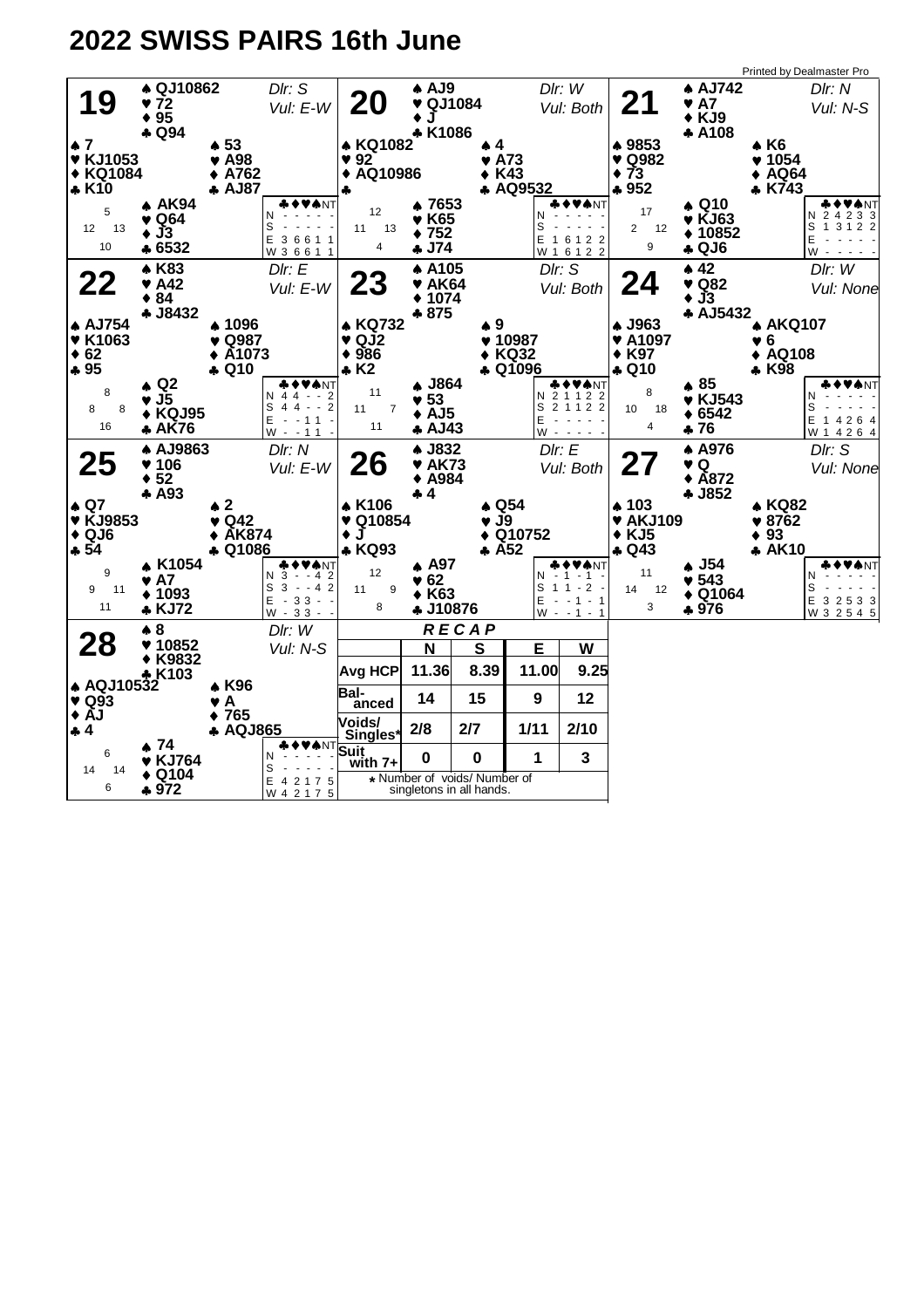# 2022 SWISS PAIRS 16th June

Printed by Dealmaster Pro

## Board 19

Dlr: S Vul: E-W

North: ♠ QJ10862 ♥ 72 ♦ 95 ♣ Q94

West: ♠ 7 ♥ KJ1053 ♦ KQ1084 ♣ K10

East: ♠ 53 ♥ A98 ♦ A762 ♣ AJ87

South: ♠ AK94 ♥ Q64 ♦ J3 ♣ 6532

HCP: N 5, W 12, E 13, S 10

| | ♣ | ♦ | ♥ | ♠ | NT |
|---|---|---|---|---|---|
| N | - | - | - | - | - |
| S | - | - | - | - | - |
| E | 3 | 6 | 6 | 1 | 1 |
| W | 3 | 6 | 6 | 1 | 1 |

## Board 20

Dlr: W Vul: Both

North: ♠ AJ9 ♥ QJ1084 ♦ J ♣ K1086

West: ♠ KQ1082 ♥ 92 ♦ AQ10986 ♣

East: ♠ 4 ♥ A73 ♦ K43 ♣ AQ9532

South: ♠ 7653 ♥ K65 ♦ 752 ♣ J74

HCP: N 12, W 11, E 13, S 4

| | ♣ | ♦ | ♥ | ♠ | NT |
|---|---|---|---|---|---|
| N | - | - | - | - | - |
| S | - | - | - | - | - |
| E | 1 | 6 | 1 | 2 | 2 |
| W | 1 | 6 | 1 | 2 | 2 |

## Board 21

Dlr: N Vul: N-S

North: ♠ AJ742 ♥ A7 ♦ KJ9 ♣ A108

West: ♠ 9853 ♥ Q982 ♦ 73 ♣ 952

East: ♠ K6 ♥ 1054 ♦ AQ64 ♣ K743

South: ♠ Q10 ♥ KJ63 ♦ 10852 ♣ QJ6

HCP: N 17, W 2, E 12, S 9

| | ♣ | ♦ | ♥ | ♠ | NT |
|---|---|---|---|---|---|
| N | 2 | 4 | 2 | 3 | 3 |
| S | 1 | 3 | 1 | 2 | 2 |
| E | - | - | - | - | - |
| W | - | - | - | - | - |

## Board 22

Dlr: E Vul: E-W

North: ♠ K83 ♥ A42 ♦ 84 ♣ J8432

West: ♠ AJ754 ♥ K1063 ♦ 62 ♣ 95

East: ♠ 1096 ♥ Q987 ♦ A1073 ♣ Q10

South: ♠ Q2 ♥ J5 ♦ KQJ95 ♣ AK76

HCP: N 8, W 8, E 8, S 16

| | ♣ | ♦ | ♥ | ♠ | NT |
|---|---|---|---|---|---|
| N | 4 | 4 | - | - | 2 |
| S | 4 | 4 | - | - | 2 |
| E | - | - | 1 | 1 | - |
| W | - | - | 1 | 1 | - |

## Board 23

Dlr: S Vul: Both

North: ♠ A105 ♥ AK64 ♦ 1074 ♣ 875

West: ♠ KQ732 ♥ QJ2 ♦ 986 ♣ K2

East: ♠ 9 ♥ 10987 ♦ KQ32 ♣ Q1096

South: ♠ J864 ♥ 53 ♦ AJ5 ♣ AJ43

HCP: N 11, W 11, E 7, S 11

| | ♣ | ♦ | ♥ | ♠ | NT |
|---|---|---|---|---|---|
| N | 2 | 1 | 1 | 2 | 2 |
| S | 2 | 1 | 1 | 2 | 2 |
| E | - | - | - | - | - |
| W | - | - | - | - | - |

## Board 24

Dlr: W Vul: None

North: ♠ 42 ♥ Q82 ♦ J3 ♣ AJ5432

West: ♠ J963 ♥ A1097 ♦ K97 ♣ Q10

East: ♠ AKQ107 ♥ 6 ♦ AQ108 ♣ K98

South: ♠ 85 ♥ KJ543 ♦ 6542 ♣ 76

HCP: N 8, W 10, E 18, S 4

| | ♣ | ♦ | ♥ | ♠ | NT |
|---|---|---|---|---|---|
| N | - | - | - | - | - |
| S | - | - | - | - | - |
| E | 1 | 4 | 2 | 6 | 4 |
| W | 1 | 4 | 2 | 6 | 4 |

## Board 25

Dlr: N Vul: E-W

North: ♠ AJ9863 ♥ 106 ♦ 52 ♣ A93

West: ♠ Q7 ♥ KJ9853 ♦ QJ6 ♣ 54

East: ♠ 2 ♥ Q42 ♦ AK874 ♣ Q1086

South: ♠ K1054 ♥ A7 ♦ 1093 ♣ KJ72

HCP: N 9, W 9, E 11, S 11

| | ♣ | ♦ | ♥ | ♠ | NT |
|---|---|---|---|---|---|
| N | 3 | - | - | 4 | 2 |
| S | 3 | - | - | 4 | 2 |
| E | - | 3 | 3 | - | - |
| W | - | 3 | 3 | - | - |

## Board 26

Dlr: E Vul: Both

North: ♠ J832 ♥ AK73 ♦ A984 ♣ 4

West: ♠ K106 ♥ Q10854 ♦ J ♣ KQ93

East: ♠ Q54 ♥ J9 ♦ Q10752 ♣ A52

South: ♠ A97 ♥ 62 ♦ K63 ♣ J10876

HCP: N 12, W 11, E 9, S 8

| | ♣ | ♦ | ♥ | ♠ | NT |
|---|---|---|---|---|---|
| N | - | 1 | - | 1 | - |
| S | 1 | 1 | - | 2 | - |
| E | - | - | 1 | - | 1 |
| W | - | - | 1 | - | 1 |

## Board 27

Dlr: S Vul: None

North: ♠ A976 ♥ Q ♦ A872 ♣ J852

West: ♠ 103 ♥ AKJ109 ♦ KJ5 ♣ Q43

East: ♠ KQ82 ♥ 8762 ♦ 93 ♣ AK10

South: ♠ J54 ♥ 543 ♦ Q1064 ♣ 976

HCP: N 11, W 14, E 12, S 3

| | ♣ | ♦ | ♥ | ♠ | NT |
|---|---|---|---|---|---|
| N | - | - | - | - | - |
| S | - | - | - | - | - |
| E | 3 | 2 | 5 | 3 | 3 |
| W | 3 | 2 | 5 | 4 | 5 |

## Board 28

Dlr: W Vul: N-S

North: ♠ 8 ♥ 10852 ♦ K9832 ♣ K103

West: ♠ AQJ10532 ♥ Q93 ♦ AJ ♣ 4

East: ♠ K96 ♥ A ♦ 765 ♣ AQJ865

South: ♠ 74 ♥ KJ764 ♦ Q104 ♣ 972

HCP: N 6, W 14, E 14, S 6

| | ♣ | ♦ | ♥ | ♠ | NT |
|---|---|---|---|---|---|
| N | - | - | - | - | - |
| S | - | - | - | - | - |
| E | 4 | 2 | 1 | 7 | 5 |
| W | 4 | 2 | 1 | 7 | 5 |

## RECAP

| | N | S | E | W |
|---|---|---|---|---|
| Avg HCP | 11.36 | 8.39 | 11.00 | 9.25 |
| Balanced | 14 | 15 | 9 | 12 |
| Voids/ Singles* | 2/8 | 2/7 | 1/11 | 2/10 |
| Suit with 7+ | 0 | 0 | 1 | 3 |

\* Number of voids/ Number of singletons in all hands.